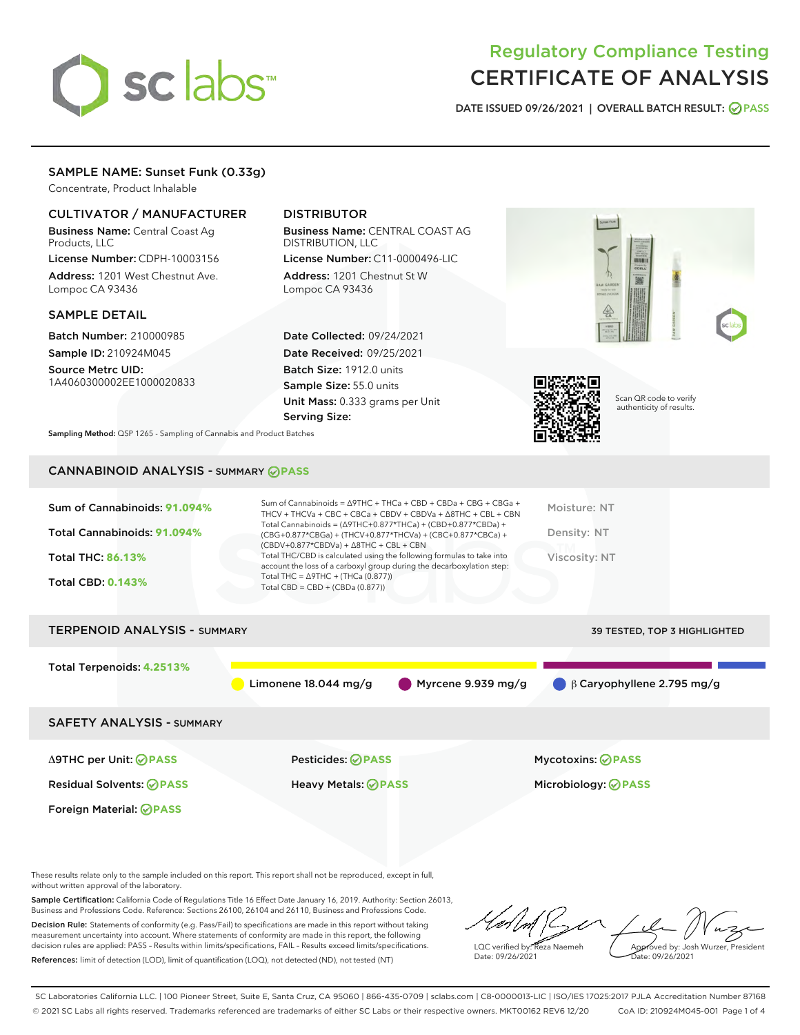# Regulatory Compliance Testing
# CERTIFICATE OF ANALYSIS

DATE ISSUED 09/26/2021 | OVERALL BATCH RESULT: PASS

## SAMPLE NAME: Sunset Funk (0.33g)

Concentrate, Product Inhalable

### CULTIVATOR / MANUFACTURER

**Business Name:** Central Coast Ag Products, LLC

**License Number:** CDPH-10003156

**Address:** 1201 West Chestnut Ave. Lompoc CA 93436

### DISTRIBUTOR

**Business Name:** CENTRAL COAST AG DISTRIBUTION, LLC

**License Number:** C11-0000496-LIC

**Address:** 1201 Chestnut St W Lompoc CA 93436

### SAMPLE DETAIL

**Batch Number:** 210000985

**Sample ID:** 210924M045

**Source Metrc UID:** 1A4060300002EE1000020833

**Date Collected:** 09/24/2021

**Date Received:** 09/25/2021

**Batch Size:** 1912.0 units

**Sample Size:** 55.0 units

**Unit Mass:** 0.333 grams per Unit

**Serving Size:**

Scan QR code to verify authenticity of results.

**Sampling Method:** QSP 1265 - Sampling of Cannabis and Product Batches

## CANNABINOID ANALYSIS - SUMMARY PASS

Sum of Cannabinoids: **91.094%**

Total Cannabinoids: **91.094%**

Total THC: **86.13%**

Total CBD: **0.143%**

Sum of Cannabinoids = Δ9THC + THCa + CBD + CBDa + CBG + CBGa + THCV + THCVa + CBC + CBCa + CBDV + CBDVa + Δ8THC + CBL + CBN

Total Cannabinoids = (Δ9THC+0.877*THCa) + (CBD+0.877*CBDa) + (CBG+0.877*CBGa) + (THCV+0.877*THCVa) + (CBC+0.877*CBCa) + (CBDV+0.877*CBDVa) + Δ8THC + CBL + CBN

Total THC/CBD is calculated using the following formulas to take into account the loss of a carboxyl group during the decarboxylation step:

Total THC = Δ9THC + (THCa (0.877))

Total CBD = CBD + (CBDa (0.877))

Moisture: NT

Density: NT

Viscosity: NT

## TERPENOID ANALYSIS - SUMMARY

39 TESTED, TOP 3 HIGHLIGHTED

Total Terpenoids: **4.2513%**

Limonene 18.044 mg/g | Myrcene 9.939 mg/g | β Caryophyllene 2.795 mg/g

## SAFETY ANALYSIS - SUMMARY

| | | |
|---|---|---|
| Δ9THC per Unit: PASS | Pesticides: PASS | Mycotoxins: PASS |
| Residual Solvents: PASS | Heavy Metals: PASS | Microbiology: PASS |
| Foreign Material: PASS | | |

These results relate only to the sample included on this report. This report shall not be reproduced, except in full, without written approval of the laboratory.

**Sample Certification:** California Code of Regulations Title 16 Effect Date January 16, 2019. Authority: Section 26013, Business and Professions Code. Reference: Sections 26100, 26104 and 26110, Business and Professions Code.

**Decision Rule:** Statements of conformity (e.g. Pass/Fail) to specifications are made in this report without taking measurement uncertainty into account. Where statements of conformity are made in this report, the following decision rules are applied: PASS – Results within limits/specifications, FAIL – Results exceed limits/specifications.

**References:** limit of detection (LOD), limit of quantification (LOQ), not detected (ND), not tested (NT)

LQC verified by: Reza Naemeh
Date: 09/26/2021

Approved by: Josh Wurzer, President
Date: 09/26/2021

SC Laboratories California LLC. | 100 Pioneer Street, Suite E, Santa Cruz, CA 95060 | 866-435-0709 | sclabs.com | C8-0000013-LIC | ISO/IES 17025:2017 PJLA Accreditation Number 87168
© 2021 SC Labs all rights reserved. Trademarks referenced are trademarks of either SC Labs or their respective owners. MKT00162 REV6 12/20 CoA ID: 210924M045-001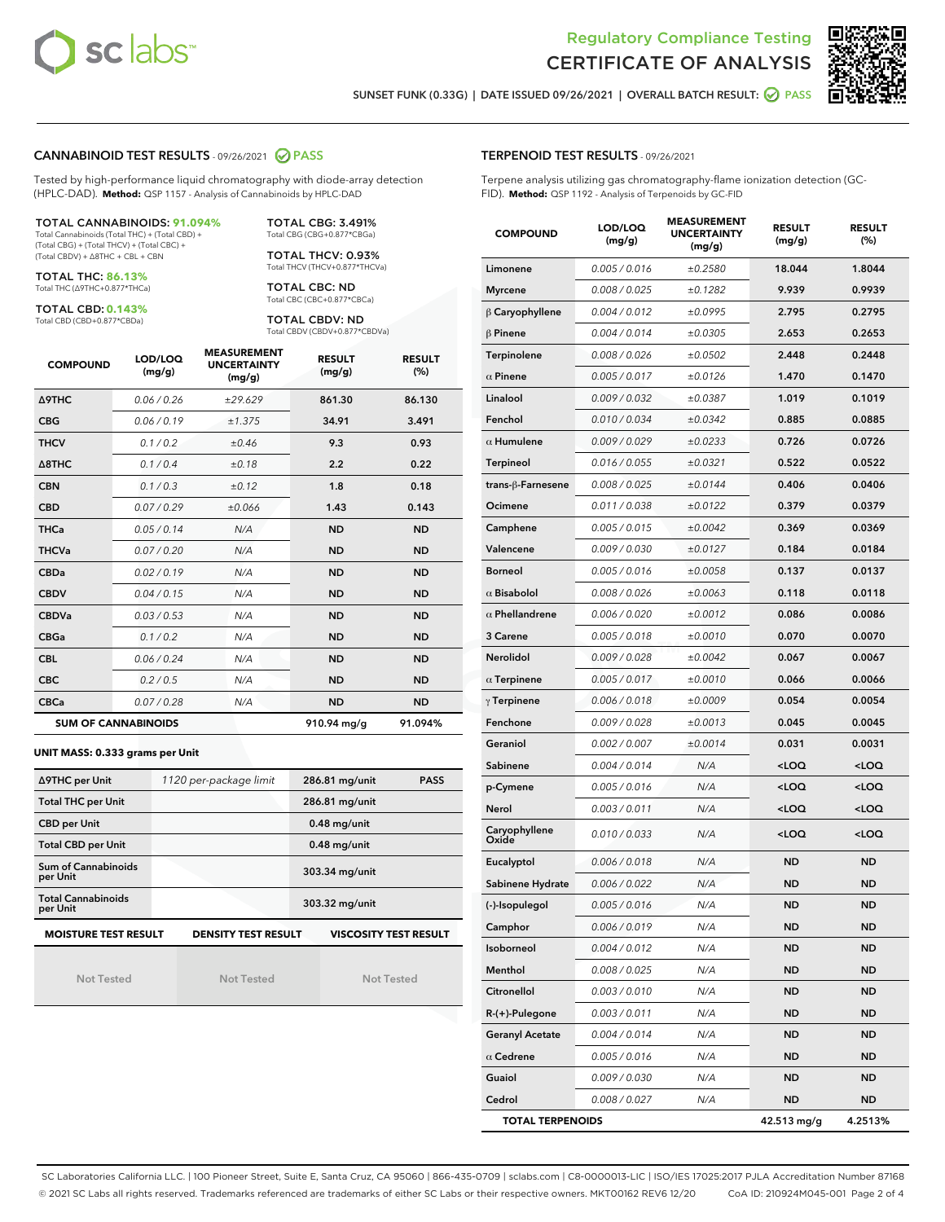Regulatory Compliance Testing
# CERTIFICATE OF ANALYSIS

SUNSET FUNK (0.33G) | DATE ISSUED 09/26/2021 | OVERALL BATCH RESULT: PASS

## CANNABINOID TEST RESULTS - 09/26/2021 PASS

Tested by high-performance liquid chromatography with diode-array detection (HPLC-DAD). **Method:** QSP 1157 - Analysis of Cannabinoids by HPLC-DAD

**TOTAL CANNABINOIDS: 91.094%**
Total Cannabinoids (Total THC) + (Total CBD) + (Total CBG) + (Total THCV) + (Total CBC) + (Total CBDV) + Δ8THC + CBL + CBN

**TOTAL THC: 86.13%**
Total THC (Δ9THC+0.877*THCa)

**TOTAL CBD: 0.143%**
Total CBD (CBD+0.877*CBDa)

**TOTAL CBG: 3.491%**
Total CBG (CBG+0.877*CBGa)

**TOTAL THCV: 0.93%**
Total THCV (THCV+0.877*THCVa)

**TOTAL CBC: ND**
Total CBC (CBC+0.877*CBCa)

**TOTAL CBDV: ND**
Total CBDV (CBDV+0.877*CBDVa)

| COMPOUND | LOD/LOQ (mg/g) | MEASUREMENT UNCERTAINTY (mg/g) | RESULT (mg/g) | RESULT (%) |
|---|---|---|---|---|
| Δ9THC | 0.06 / 0.26 | ±29.629 | 861.30 | 86.130 |
| CBG | 0.06 / 0.19 | ±1.375 | 34.91 | 3.491 |
| THCV | 0.1 / 0.2 | ±0.46 | 9.3 | 0.93 |
| Δ8THC | 0.1 / 0.4 | ±0.18 | 2.2 | 0.22 |
| CBN | 0.1 / 0.3 | ±0.12 | 1.8 | 0.18 |
| CBD | 0.07 / 0.29 | ±0.066 | 1.43 | 0.143 |
| THCa | 0.05 / 0.14 | N/A | ND | ND |
| THCVa | 0.07 / 0.20 | N/A | ND | ND |
| CBDa | 0.02 / 0.19 | N/A | ND | ND |
| CBDV | 0.04 / 0.15 | N/A | ND | ND |
| CBDVa | 0.03 / 0.53 | N/A | ND | ND |
| CBGa | 0.1 / 0.2 | N/A | ND | ND |
| CBL | 0.06 / 0.24 | N/A | ND | ND |
| CBC | 0.2 / 0.5 | N/A | ND | ND |
| CBCa | 0.07 / 0.28 | N/A | ND | ND |
| **SUM OF CANNABINOIDS** | | | 910.94 mg/g | 91.094% |

**UNIT MASS: 0.333 grams per Unit**

| | | | |
|---|---|---|---|
| Δ9THC per Unit | 1120 per-package limit | 286.81 mg/unit | PASS |
| Total THC per Unit | | 286.81 mg/unit | |
| CBD per Unit | | 0.48 mg/unit | |
| Total CBD per Unit | | 0.48 mg/unit | |
| Sum of Cannabinoids per Unit | | 303.34 mg/unit | |
| Total Cannabinoids per Unit | | 303.32 mg/unit | |

| MOISTURE TEST RESULT | DENSITY TEST RESULT | VISCOSITY TEST RESULT |
|---|---|---|
| Not Tested | Not Tested | Not Tested |

## TERPENOID TEST RESULTS - 09/26/2021

Terpene analysis utilizing gas chromatography-flame ionization detection (GC-FID). **Method:** QSP 1192 - Analysis of Terpenoids by GC-FID

| COMPOUND | LOD/LOQ (mg/g) | MEASUREMENT UNCERTAINTY (mg/g) | RESULT (mg/g) | RESULT (%) |
|---|---|---|---|---|
| Limonene | 0.005 / 0.016 | ±0.2580 | 18.044 | 1.8044 |
| Myrcene | 0.008 / 0.025 | ±0.1282 | 9.939 | 0.9939 |
| β Caryophyllene | 0.004 / 0.012 | ±0.0995 | 2.795 | 0.2795 |
| β Pinene | 0.004 / 0.014 | ±0.0305 | 2.653 | 0.2653 |
| Terpinolene | 0.008 / 0.026 | ±0.0502 | 2.448 | 0.2448 |
| α Pinene | 0.005 / 0.017 | ±0.0126 | 1.470 | 0.1470 |
| Linalool | 0.009 / 0.032 | ±0.0387 | 1.019 | 0.1019 |
| Fenchol | 0.010 / 0.034 | ±0.0342 | 0.885 | 0.0885 |
| α Humulene | 0.009 / 0.029 | ±0.0233 | 0.726 | 0.0726 |
| Terpineol | 0.016 / 0.055 | ±0.0321 | 0.522 | 0.0522 |
| trans-β-Farnesene | 0.008 / 0.025 | ±0.0144 | 0.406 | 0.0406 |
| Ocimene | 0.011 / 0.038 | ±0.0122 | 0.379 | 0.0379 |
| Camphene | 0.005 / 0.015 | ±0.0042 | 0.369 | 0.0369 |
| Valencene | 0.009 / 0.030 | ±0.0127 | 0.184 | 0.0184 |
| Borneol | 0.005 / 0.016 | ±0.0058 | 0.137 | 0.0137 |
| α Bisabolol | 0.008 / 0.026 | ±0.0063 | 0.118 | 0.0118 |
| α Phellandrene | 0.006 / 0.020 | ±0.0012 | 0.086 | 0.0086 |
| 3 Carene | 0.005 / 0.018 | ±0.0010 | 0.070 | 0.0070 |
| Nerolidol | 0.009 / 0.028 | ±0.0042 | 0.067 | 0.0067 |
| α Terpinene | 0.005 / 0.017 | ±0.0010 | 0.066 | 0.0066 |
| γ Terpinene | 0.006 / 0.018 | ±0.0009 | 0.054 | 0.0054 |
| Fenchone | 0.009 / 0.028 | ±0.0013 | 0.045 | 0.0045 |
| Geraniol | 0.002 / 0.007 | ±0.0014 | 0.031 | 0.0031 |
| Sabinene | 0.004 / 0.014 | N/A | <LOQ | <LOQ |
| p-Cymene | 0.005 / 0.016 | N/A | <LOQ | <LOQ |
| Nerol | 0.003 / 0.011 | N/A | <LOQ | <LOQ |
| Caryophyllene Oxide | 0.010 / 0.033 | N/A | <LOQ | <LOQ |
| Eucalyptol | 0.006 / 0.018 | N/A | ND | ND |
| Sabinene Hydrate | 0.006 / 0.022 | N/A | ND | ND |
| (-)-Isopulegol | 0.005 / 0.016 | N/A | ND | ND |
| Camphor | 0.006 / 0.019 | N/A | ND | ND |
| Isoborneol | 0.004 / 0.012 | N/A | ND | ND |
| Menthol | 0.008 / 0.025 | N/A | ND | ND |
| Citronellol | 0.003 / 0.010 | N/A | ND | ND |
| R-(+)-Pulegone | 0.003 / 0.011 | N/A | ND | ND |
| Geranyl Acetate | 0.004 / 0.014 | N/A | ND | ND |
| α Cedrene | 0.005 / 0.016 | N/A | ND | ND |
| Guaiol | 0.009 / 0.030 | N/A | ND | ND |
| Cedrol | 0.008 / 0.027 | N/A | ND | ND |
| **TOTAL TERPENOIDS** | | | 42.513 mg/g | 4.2513% |

SC Laboratories California LLC. | 100 Pioneer Street, Suite E, Santa Cruz, CA 95060 | 866-435-0709 | sclabs.com | C8-0000013-LIC | ISO/IES 17025:2017 PJLA Accreditation Number 87168
© 2021 SC Labs all rights reserved. Trademarks referenced are trademarks of either SC Labs or their respective owners. MKT00162 REV6 12/20 CoA ID: 210924M045-001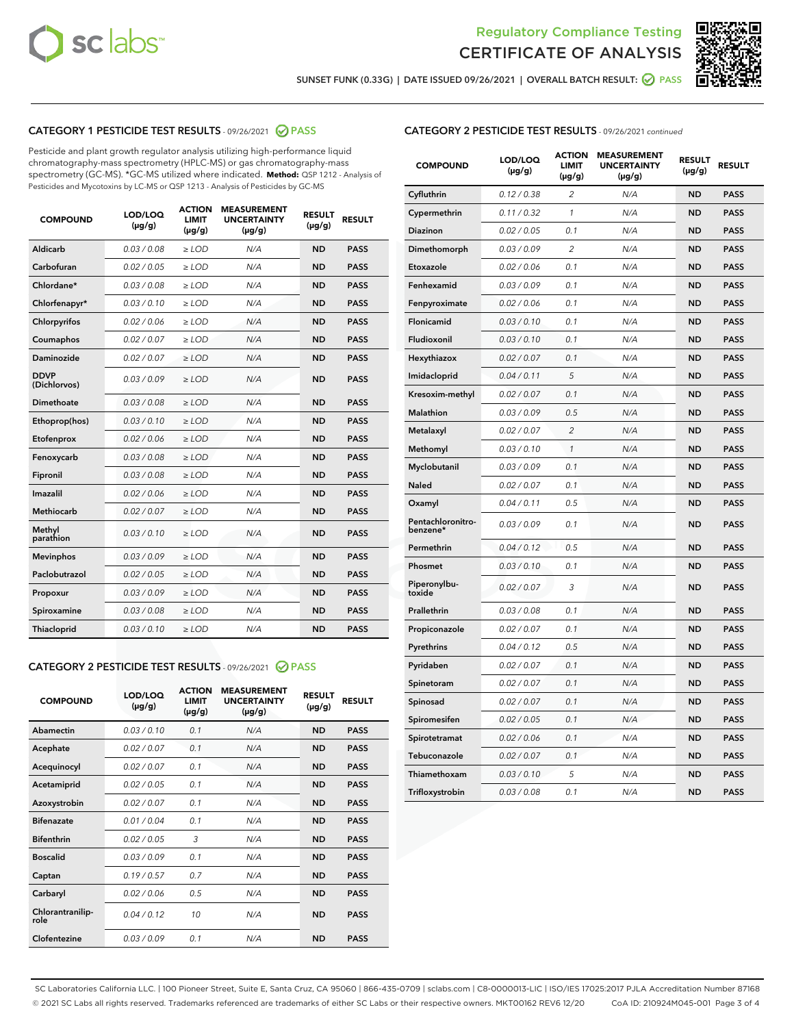# Regulatory Compliance Testing
# CERTIFICATE OF ANALYSIS

SUNSET FUNK (0.33G) | DATE ISSUED 09/26/2021 | OVERALL BATCH RESULT: PASS

## CATEGORY 1 PESTICIDE TEST RESULTS - 09/26/2021 PASS

Pesticide and plant growth regulator analysis utilizing high-performance liquid chromatography-mass spectrometry (HPLC-MS) or gas chromatography-mass spectrometry (GC-MS). *GC-MS utilized where indicated. **Method:** QSP 1212 - Analysis of Pesticides and Mycotoxins by LC-MS or QSP 1213 - Analysis of Pesticides by GC-MS

| COMPOUND | LOD/LOQ (µg/g) | ACTION LIMIT (µg/g) | MEASUREMENT UNCERTAINTY (µg/g) | RESULT (µg/g) | RESULT |
|---|---|---|---|---|---|
| Aldicarb | 0.03 / 0.08 | ≥ LOD | N/A | ND | PASS |
| Carbofuran | 0.02 / 0.05 | ≥ LOD | N/A | ND | PASS |
| Chlordane* | 0.03 / 0.08 | ≥ LOD | N/A | ND | PASS |
| Chlorfenapyr* | 0.03 / 0.10 | ≥ LOD | N/A | ND | PASS |
| Chlorpyrifos | 0.02 / 0.06 | ≥ LOD | N/A | ND | PASS |
| Coumaphos | 0.02 / 0.07 | ≥ LOD | N/A | ND | PASS |
| Daminozide | 0.02 / 0.07 | ≥ LOD | N/A | ND | PASS |
| DDVP (Dichlorvos) | 0.03 / 0.09 | ≥ LOD | N/A | ND | PASS |
| Dimethoate | 0.03 / 0.08 | ≥ LOD | N/A | ND | PASS |
| Ethoprop(hos) | 0.03 / 0.10 | ≥ LOD | N/A | ND | PASS |
| Etofenprox | 0.02 / 0.06 | ≥ LOD | N/A | ND | PASS |
| Fenoxycarb | 0.03 / 0.08 | ≥ LOD | N/A | ND | PASS |
| Fipronil | 0.03 / 0.08 | ≥ LOD | N/A | ND | PASS |
| Imazalil | 0.02 / 0.06 | ≥ LOD | N/A | ND | PASS |
| Methiocarb | 0.02 / 0.07 | ≥ LOD | N/A | ND | PASS |
| Methyl parathion | 0.03 / 0.10 | ≥ LOD | N/A | ND | PASS |
| Mevinphos | 0.03 / 0.09 | ≥ LOD | N/A | ND | PASS |
| Paclobutrazol | 0.02 / 0.05 | ≥ LOD | N/A | ND | PASS |
| Propoxur | 0.03 / 0.09 | ≥ LOD | N/A | ND | PASS |
| Spiroxamine | 0.03 / 0.08 | ≥ LOD | N/A | ND | PASS |
| Thiacloprid | 0.03 / 0.10 | ≥ LOD | N/A | ND | PASS |

## CATEGORY 2 PESTICIDE TEST RESULTS - 09/26/2021 PASS

| COMPOUND | LOD/LOQ (µg/g) | ACTION LIMIT (µg/g) | MEASUREMENT UNCERTAINTY (µg/g) | RESULT (µg/g) | RESULT |
|---|---|---|---|---|---|
| Abamectin | 0.03 / 0.10 | 0.1 | N/A | ND | PASS |
| Acephate | 0.02 / 0.07 | 0.1 | N/A | ND | PASS |
| Acequinocyl | 0.02 / 0.07 | 0.1 | N/A | ND | PASS |
| Acetamiprid | 0.02 / 0.05 | 0.1 | N/A | ND | PASS |
| Azoxystrobin | 0.02 / 0.07 | 0.1 | N/A | ND | PASS |
| Bifenazate | 0.01 / 0.04 | 0.1 | N/A | ND | PASS |
| Bifenthrin | 0.02 / 0.05 | 3 | N/A | ND | PASS |
| Boscalid | 0.03 / 0.09 | 0.1 | N/A | ND | PASS |
| Captan | 0.19 / 0.57 | 0.7 | N/A | ND | PASS |
| Carbaryl | 0.02 / 0.06 | 0.5 | N/A | ND | PASS |
| Chlorantraniliprole | 0.04 / 0.12 | 10 | N/A | ND | PASS |
| Clofentezine | 0.03 / 0.09 | 0.1 | N/A | ND | PASS |
| Cyfluthrin | 0.12 / 0.38 | 2 | N/A | ND | PASS |
| Cypermethrin | 0.11 / 0.32 | 1 | N/A | ND | PASS |
| Diazinon | 0.02 / 0.05 | 0.1 | N/A | ND | PASS |
| Dimethomorph | 0.03 / 0.09 | 2 | N/A | ND | PASS |
| Etoxazole | 0.02 / 0.06 | 0.1 | N/A | ND | PASS |
| Fenhexamid | 0.03 / 0.09 | 0.1 | N/A | ND | PASS |
| Fenpyroximate | 0.02 / 0.06 | 0.1 | N/A | ND | PASS |
| Flonicamid | 0.03 / 0.10 | 0.1 | N/A | ND | PASS |
| Fludioxonil | 0.03 / 0.10 | 0.1 | N/A | ND | PASS |
| Hexythiazox | 0.02 / 0.07 | 0.1 | N/A | ND | PASS |
| Imidacloprid | 0.04 / 0.11 | 5 | N/A | ND | PASS |
| Kresoxim-methyl | 0.02 / 0.07 | 0.1 | N/A | ND | PASS |
| Malathion | 0.03 / 0.09 | 0.5 | N/A | ND | PASS |
| Metalaxyl | 0.02 / 0.07 | 2 | N/A | ND | PASS |
| Methomyl | 0.03 / 0.10 | 1 | N/A | ND | PASS |
| Myclobutanil | 0.03 / 0.09 | 0.1 | N/A | ND | PASS |
| Naled | 0.02 / 0.07 | 0.1 | N/A | ND | PASS |
| Oxamyl | 0.04 / 0.11 | 0.5 | N/A | ND | PASS |
| Pentachloronitrobenzene* | 0.03 / 0.09 | 0.1 | N/A | ND | PASS |
| Permethrin | 0.04 / 0.12 | 0.5 | N/A | ND | PASS |
| Phosmet | 0.03 / 0.10 | 0.1 | N/A | ND | PASS |
| Piperonylbutoxide | 0.02 / 0.07 | 3 | N/A | ND | PASS |
| Prallethrin | 0.03 / 0.08 | 0.1 | N/A | ND | PASS |
| Propiconazole | 0.02 / 0.07 | 0.1 | N/A | ND | PASS |
| Pyrethrins | 0.04 / 0.12 | 0.5 | N/A | ND | PASS |
| Pyridaben | 0.02 / 0.07 | 0.1 | N/A | ND | PASS |
| Spinetoram | 0.02 / 0.07 | 0.1 | N/A | ND | PASS |
| Spinosad | 0.02 / 0.07 | 0.1 | N/A | ND | PASS |
| Spiromesifen | 0.02 / 0.05 | 0.1 | N/A | ND | PASS |
| Spirotetramat | 0.02 / 0.06 | 0.1 | N/A | ND | PASS |
| Tebuconazole | 0.02 / 0.07 | 0.1 | N/A | ND | PASS |
| Thiamethoxam | 0.03 / 0.10 | 5 | N/A | ND | PASS |
| Trifloxystrobin | 0.03 / 0.08 | 0.1 | N/A | ND | PASS |

SC Laboratories California LLC. | 100 Pioneer Street, Suite E, Santa Cruz, CA 95060 | 866-435-0709 | sclabs.com | C8-0000013-LIC | ISO/IES 17025:2017 PJLA Accreditation Number 87168
© 2021 SC Labs all rights reserved. Trademarks referenced are trademarks of either SC Labs or their respective owners. MKT00162 REV6 12/20 CoA ID: 210924M045-001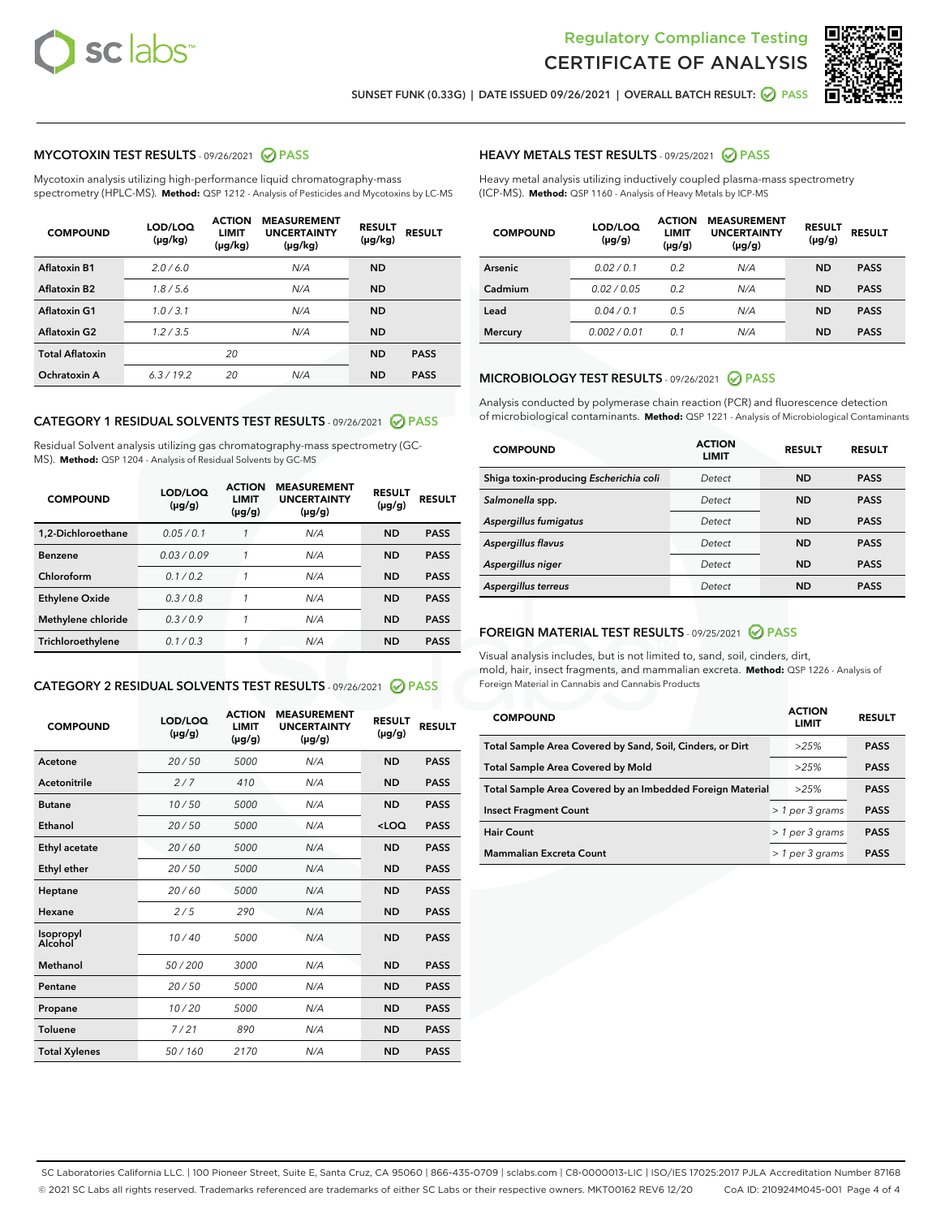Regulatory Compliance Testing

# CERTIFICATE OF ANALYSIS

SUNSET FUNK (0.33G) | DATE ISSUED 09/26/2021 | OVERALL BATCH RESULT: PASS

## MYCOTOXIN TEST RESULTS - 09/26/2021 PASS

Mycotoxin analysis utilizing high-performance liquid chromatography-mass spectrometry (HPLC-MS). **Method:** QSP 1212 - Analysis of Pesticides and Mycotoxins by LC-MS

| COMPOUND | LOD/LOQ (µg/kg) | ACTION LIMIT (µg/kg) | MEASUREMENT UNCERTAINTY (µg/kg) | RESULT (µg/kg) | RESULT |
|---|---|---|---|---|---|
| Aflatoxin B1 | 2.0 / 6.0 | | N/A | ND | |
| Aflatoxin B2 | 1.8 / 5.6 | | N/A | ND | |
| Aflatoxin G1 | 1.0 / 3.1 | | N/A | ND | |
| Aflatoxin G2 | 1.2 / 3.5 | | N/A | ND | |
| Total Aflatoxin | | 20 | | ND | PASS |
| Ochratoxin A | 6.3 / 19.2 | 20 | N/A | ND | PASS |

## CATEGORY 1 RESIDUAL SOLVENTS TEST RESULTS - 09/26/2021 PASS

Residual Solvent analysis utilizing gas chromatography-mass spectrometry (GC-MS). **Method:** QSP 1204 - Analysis of Residual Solvents by GC-MS

| COMPOUND | LOD/LOQ (µg/g) | ACTION LIMIT (µg/g) | MEASUREMENT UNCERTAINTY (µg/g) | RESULT (µg/g) | RESULT |
|---|---|---|---|---|---|
| 1,2-Dichloroethane | 0.05 / 0.1 | 1 | N/A | ND | PASS |
| Benzene | 0.03 / 0.09 | 1 | N/A | ND | PASS |
| Chloroform | 0.1 / 0.2 | 1 | N/A | ND | PASS |
| Ethylene Oxide | 0.3 / 0.8 | 1 | N/A | ND | PASS |
| Methylene chloride | 0.3 / 0.9 | 1 | N/A | ND | PASS |
| Trichloroethylene | 0.1 / 0.3 | 1 | N/A | ND | PASS |

## CATEGORY 2 RESIDUAL SOLVENTS TEST RESULTS - 09/26/2021 PASS

| COMPOUND | LOD/LOQ (µg/g) | ACTION LIMIT (µg/g) | MEASUREMENT UNCERTAINTY (µg/g) | RESULT (µg/g) | RESULT |
|---|---|---|---|---|---|
| Acetone | 20 / 50 | 5000 | N/A | ND | PASS |
| Acetonitrile | 2 / 7 | 410 | N/A | ND | PASS |
| Butane | 10 / 50 | 5000 | N/A | ND | PASS |
| Ethanol | 20 / 50 | 5000 | N/A | <LOQ | PASS |
| Ethyl acetate | 20 / 60 | 5000 | N/A | ND | PASS |
| Ethyl ether | 20 / 50 | 5000 | N/A | ND | PASS |
| Heptane | 20 / 60 | 5000 | N/A | ND | PASS |
| Hexane | 2 / 5 | 290 | N/A | ND | PASS |
| Isopropyl Alcohol | 10 / 40 | 5000 | N/A | ND | PASS |
| Methanol | 50 / 200 | 3000 | N/A | ND | PASS |
| Pentane | 20 / 50 | 5000 | N/A | ND | PASS |
| Propane | 10 / 20 | 5000 | N/A | ND | PASS |
| Toluene | 7 / 21 | 890 | N/A | ND | PASS |
| Total Xylenes | 50 / 160 | 2170 | N/A | ND | PASS |

## HEAVY METALS TEST RESULTS - 09/25/2021 PASS

Heavy metal analysis utilizing inductively coupled plasma-mass spectrometry (ICP-MS). **Method:** QSP 1160 - Analysis of Heavy Metals by ICP-MS

| COMPOUND | LOD/LOQ (µg/g) | ACTION LIMIT (µg/g) | MEASUREMENT UNCERTAINTY (µg/g) | RESULT (µg/g) | RESULT |
|---|---|---|---|---|---|
| Arsenic | 0.02 / 0.1 | 0.2 | N/A | ND | PASS |
| Cadmium | 0.02 / 0.05 | 0.2 | N/A | ND | PASS |
| Lead | 0.04 / 0.1 | 0.5 | N/A | ND | PASS |
| Mercury | 0.002 / 0.01 | 0.1 | N/A | ND | PASS |

## MICROBIOLOGY TEST RESULTS - 09/26/2021 PASS

Analysis conducted by polymerase chain reaction (PCR) and fluorescence detection of microbiological contaminants. **Method:** QSP 1221 - Analysis of Microbiological Contaminants

| COMPOUND | ACTION LIMIT | RESULT | RESULT |
|---|---|---|---|
| Shiga toxin-producing *Escherichia coli* | Detect | ND | PASS |
| *Salmonella* spp. | Detect | ND | PASS |
| *Aspergillus fumigatus* | Detect | ND | PASS |
| *Aspergillus flavus* | Detect | ND | PASS |
| *Aspergillus niger* | Detect | ND | PASS |
| *Aspergillus terreus* | Detect | ND | PASS |

## FOREIGN MATERIAL TEST RESULTS - 09/25/2021 PASS

Visual analysis includes, but is not limited to, sand, soil, cinders, dirt, mold, hair, insect fragments, and mammalian excreta. **Method:** QSP 1226 - Analysis of Foreign Material in Cannabis and Cannabis Products

| COMPOUND | ACTION LIMIT | RESULT |
|---|---|---|
| Total Sample Area Covered by Sand, Soil, Cinders, or Dirt | >25% | PASS |
| Total Sample Area Covered by Mold | >25% | PASS |
| Total Sample Area Covered by an Imbedded Foreign Material | >25% | PASS |
| Insect Fragment Count | > 1 per 3 grams | PASS |
| Hair Count | > 1 per 3 grams | PASS |
| Mammalian Excreta Count | > 1 per 3 grams | PASS |

SC Laboratories California LLC. | 100 Pioneer Street, Suite E, Santa Cruz, CA 95060 | 866-435-0709 | sclabs.com | C8-0000013-LIC | ISO/IES 17025:2017 PJLA Accreditation Number 87168
© 2021 SC Labs all rights reserved. Trademarks referenced are trademarks of either SC Labs or their respective owners. MKT00162 REV6 12/20 CoA ID: 210924M045-001